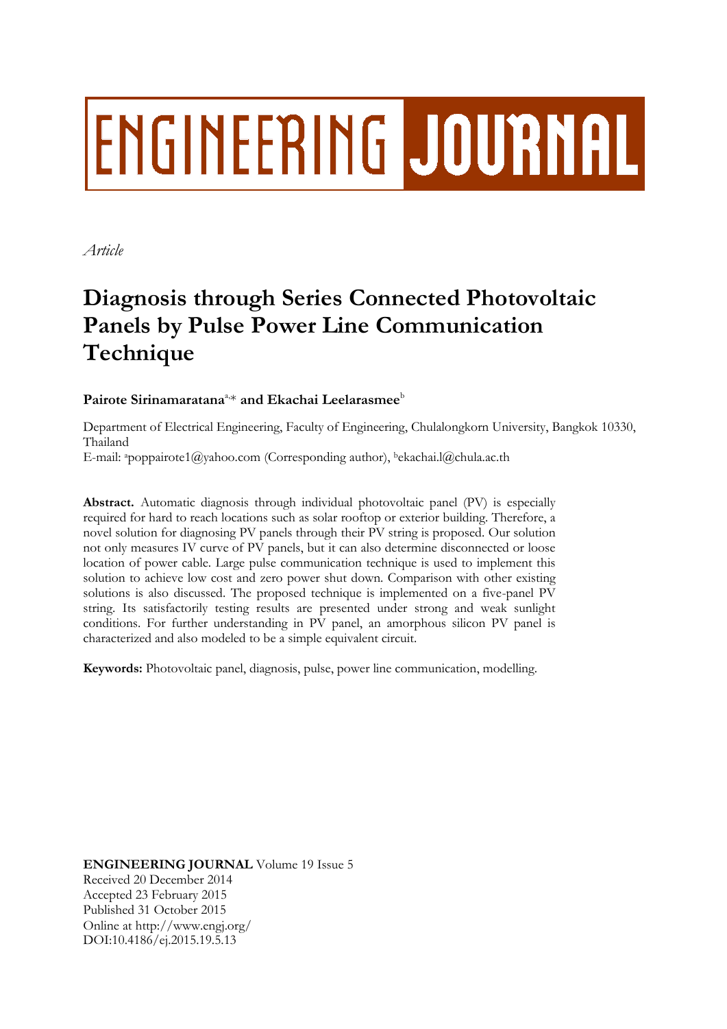# ENGINEERING JOURNAL

*Article*

# Diagnosis through Series Connected Photovoltaic Panels by Pulse Power Line Communication Technique

**Pairote Sirinamaratana**[a,*] **and Ekachai Leelarasmee**[b]

Department of Electrical Engineering, Faculty of Engineering, Chulalongkorn University, Bangkok 10330, Thailand

E-mail: [a]poppairote1@yahoo.com (Corresponding author), [b]ekachai.l@chula.ac.th

**Abstract.** Automatic diagnosis through individual photovoltaic panel (PV) is especially required for hard to reach locations such as solar rooftop or exterior building. Therefore, a novel solution for diagnosing PV panels through their PV string is proposed. Our solution not only measures IV curve of PV panels, but it can also determine disconnected or loose location of power cable. Large pulse communication technique is used to implement this solution to achieve low cost and zero power shut down. Comparison with other existing solutions is also discussed. The proposed technique is implemented on a five-panel PV string. Its satisfactorily testing results are presented under strong and weak sunlight conditions. For further understanding in PV panel, an amorphous silicon PV panel is characterized and also modeled to be a simple equivalent circuit.

**Keywords:** Photovoltaic panel, diagnosis, pulse, power line communication, modelling.

**ENGINEERING JOURNAL** Volume 19 Issue 5
Received 20 December 2014
Accepted 23 February 2015
Published 31 October 2015
Online at http://www.engj.org/
DOI:10.4186/ej.2015.19.5.13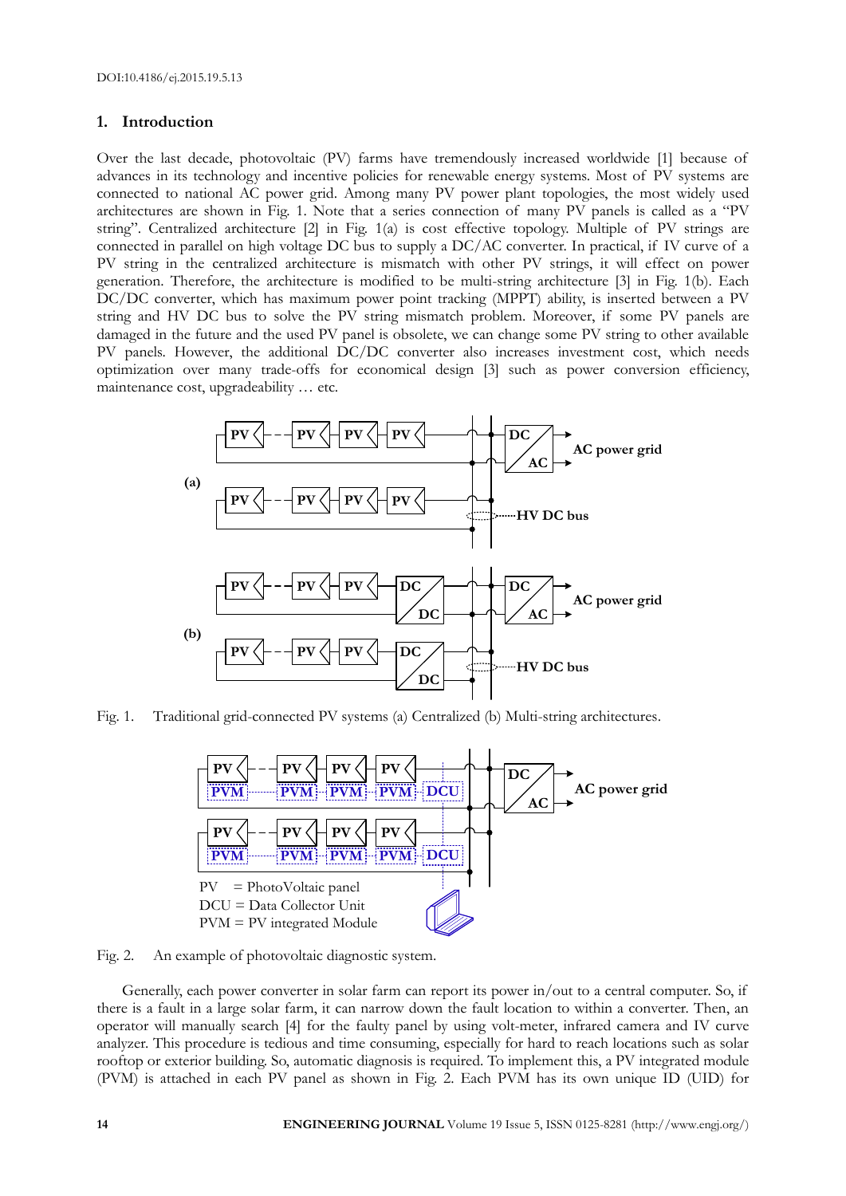## 1. Introduction

Over the last decade, photovoltaic (PV) farms have tremendously increased worldwide [1] because of advances in its technology and incentive policies for renewable energy systems. Most of PV systems are connected to national AC power grid. Among many PV power plant topologies, the most widely used architectures are shown in Fig. 1. Note that a series connection of many PV panels is called as a "PV string". Centralized architecture [2] in Fig. 1(a) is cost effective topology. Multiple of PV strings are connected in parallel on high voltage DC bus to supply a DC/AC converter. In practical, if IV curve of a PV string in the centralized architecture is mismatch with other PV strings, it will effect on power generation. Therefore, the architecture is modified to be multi-string architecture [3] in Fig. 1(b). Each DC/DC converter, which has maximum power point tracking (MPPT) ability, is inserted between a PV string and HV DC bus to solve the PV string mismatch problem. Moreover, if some PV panels are damaged in the future and the used PV panel is obsolete, we can change some PV string to other available PV panels. However, the additional DC/DC converter also increases investment cost, which needs optimization over many trade-offs for economical design [3] such as power conversion efficiency, maintenance cost, upgradeability … etc.

Fig. 1. Traditional grid-connected PV systems (a) Centralized (b) Multi-string architectures.

Fig. 2. An example of photovoltaic diagnostic system.

Generally, each power converter in solar farm can report its power in/out to a central computer. So, if there is a fault in a large solar farm, it can narrow down the fault location to within a converter. Then, an operator will manually search [4] for the faulty panel by using volt-meter, infrared camera and IV curve analyzer. This procedure is tedious and time consuming, especially for hard to reach locations such as solar rooftop or exterior building. So, automatic diagnosis is required. To implement this, a PV integrated module (PVM) is attached in each PV panel as shown in Fig. 2. Each PVM has its own unique ID (UID) for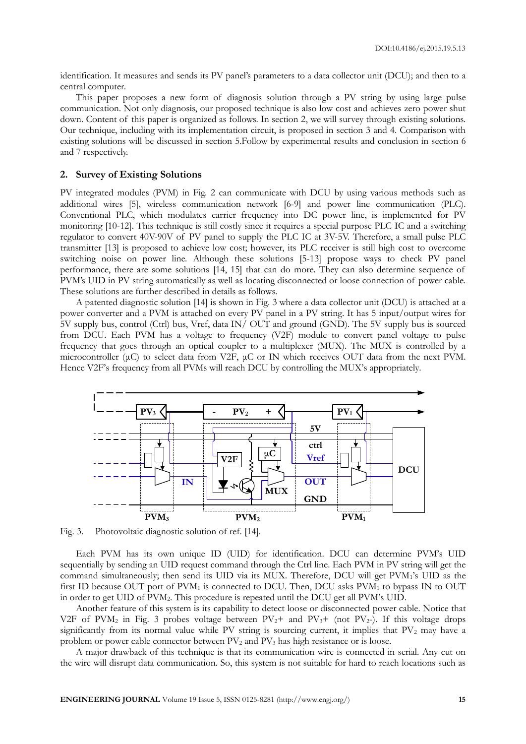identification. It measures and sends its PV panel's parameters to a data collector unit (DCU); and then to a central computer.

This paper proposes a new form of diagnosis solution through a PV string by using large pulse communication. Not only diagnosis, our proposed technique is also low cost and achieves zero power shut down. Content of this paper is organized as follows. In section 2, we will survey through existing solutions. Our technique, including with its implementation circuit, is proposed in section 3 and 4. Comparison with existing solutions will be discussed in section 5.Follow by experimental results and conclusion in section 6 and 7 respectively.

## 2. Survey of Existing Solutions

PV integrated modules (PVM) in Fig. 2 can communicate with DCU by using various methods such as additional wires [5], wireless communication network [6-9] and power line communication (PLC). Conventional PLC, which modulates carrier frequency into DC power line, is implemented for PV monitoring [10-12]. This technique is still costly since it requires a special purpose PLC IC and a switching regulator to convert 40V-90V of PV panel to supply the PLC IC at 3V-5V. Therefore, a small pulse PLC transmitter [13] is proposed to achieve low cost; however, its PLC receiver is still high cost to overcome switching noise on power line. Although these solutions [5-13] propose ways to check PV panel performance, there are some solutions [14, 15] that can do more. They can also determine sequence of PVM's UID in PV string automatically as well as locating disconnected or loose connection of power cable. These solutions are further described in details as follows.

A patented diagnostic solution [14] is shown in Fig. 3 where a data collector unit (DCU) is attached at a power converter and a PVM is attached on every PV panel in a PV string. It has 5 input/output wires for 5V supply bus, control (Ctrl) bus, Vref, data IN/ OUT and ground (GND). The 5V supply bus is sourced from DCU. Each PVM has a voltage to frequency (V2F) module to convert panel voltage to pulse frequency that goes through an optical coupler to a multiplexer (MUX). The MUX is controlled by a microcontroller (μC) to select data from V2F, μC or IN which receives OUT data from the next PVM. Hence V2F's frequency from all PVMs will reach DCU by controlling the MUX's appropriately.

Fig. 3. Photovoltaic diagnostic solution of ref. [14].

Each PVM has its own unique ID (UID) for identification. DCU can determine PVM's UID sequentially by sending an UID request command through the Ctrl line. Each PVM in PV string will get the command simultaneously; then send its UID via its MUX. Therefore, DCU will get $PVM_1$'s UID as the first ID because OUT port of $PVM_1$ is connected to DCU. Then, DCU asks $PVM_1$ to bypass IN to OUT in order to get UID of $PVM_2$. This procedure is repeated until the DCU get all PVM's UID.

Another feature of this system is its capability to detect loose or disconnected power cable. Notice that V2F of $PVM_2$ in Fig. 3 probes voltage between $PV_2$+ and $PV_3$+ (not $PV_2$-). If this voltage drops significantly from its normal value while PV string is sourcing current, it implies that $PV_2$ may have a problem or power cable connector between $PV_2$ and $PV_3$ has high resistance or is loose.

A major drawback of this technique is that its communication wire is connected in serial. Any cut on the wire will disrupt data communication. So, this system is not suitable for hard to reach locations such as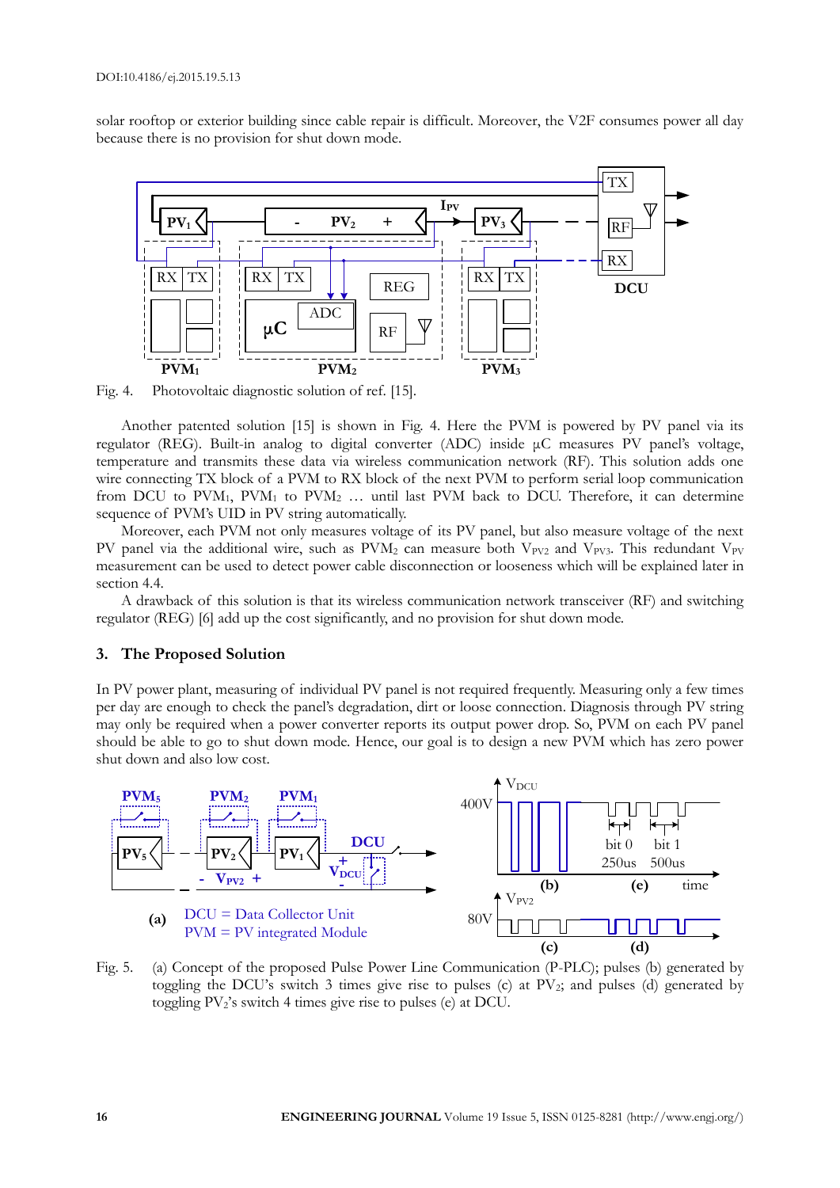solar rooftop or exterior building since cable repair is difficult. Moreover, the V2F consumes power all day because there is no provision for shut down mode.

Fig. 4. Photovoltaic diagnostic solution of ref. [15].

Another patented solution [15] is shown in Fig. 4. Here the PVM is powered by PV panel via its regulator (REG). Built-in analog to digital converter (ADC) inside μC measures PV panel's voltage, temperature and transmits these data via wireless communication network (RF). This solution adds one wire connecting TX block of a PVM to RX block of the next PVM to perform serial loop communication from DCU to $PVM_1$, $PVM_1$ to $PVM_2$ … until last PVM back to DCU. Therefore, it can determine sequence of PVM's UID in PV string automatically.

Moreover, each PVM not only measures voltage of its PV panel, but also measure voltage of the next PV panel via the additional wire, such as $PVM_2$ can measure both $V_{PV2}$ and $V_{PV3}$. This redundant $V_{PV}$ measurement can be used to detect power cable disconnection or looseness which will be explained later in section 4.4.

A drawback of this solution is that its wireless communication network transceiver (RF) and switching regulator (REG) [6] add up the cost significantly, and no provision for shut down mode.

## 3. The Proposed Solution

In PV power plant, measuring of individual PV panel is not required frequently. Measuring only a few times per day are enough to check the panel's degradation, dirt or loose connection. Diagnosis through PV string may only be required when a power converter reports its output power drop. So, PVM on each PV panel should be able to go to shut down mode. Hence, our goal is to design a new PVM which has zero power shut down and also low cost.

Fig. 5. (a) Concept of the proposed Pulse Power Line Communication (P-PLC); pulses (b) generated by toggling the DCU's switch 3 times give rise to pulses (c) at $PV_2$; and pulses (d) generated by toggling $PV_2$'s switch 4 times give rise to pulses (e) at DCU.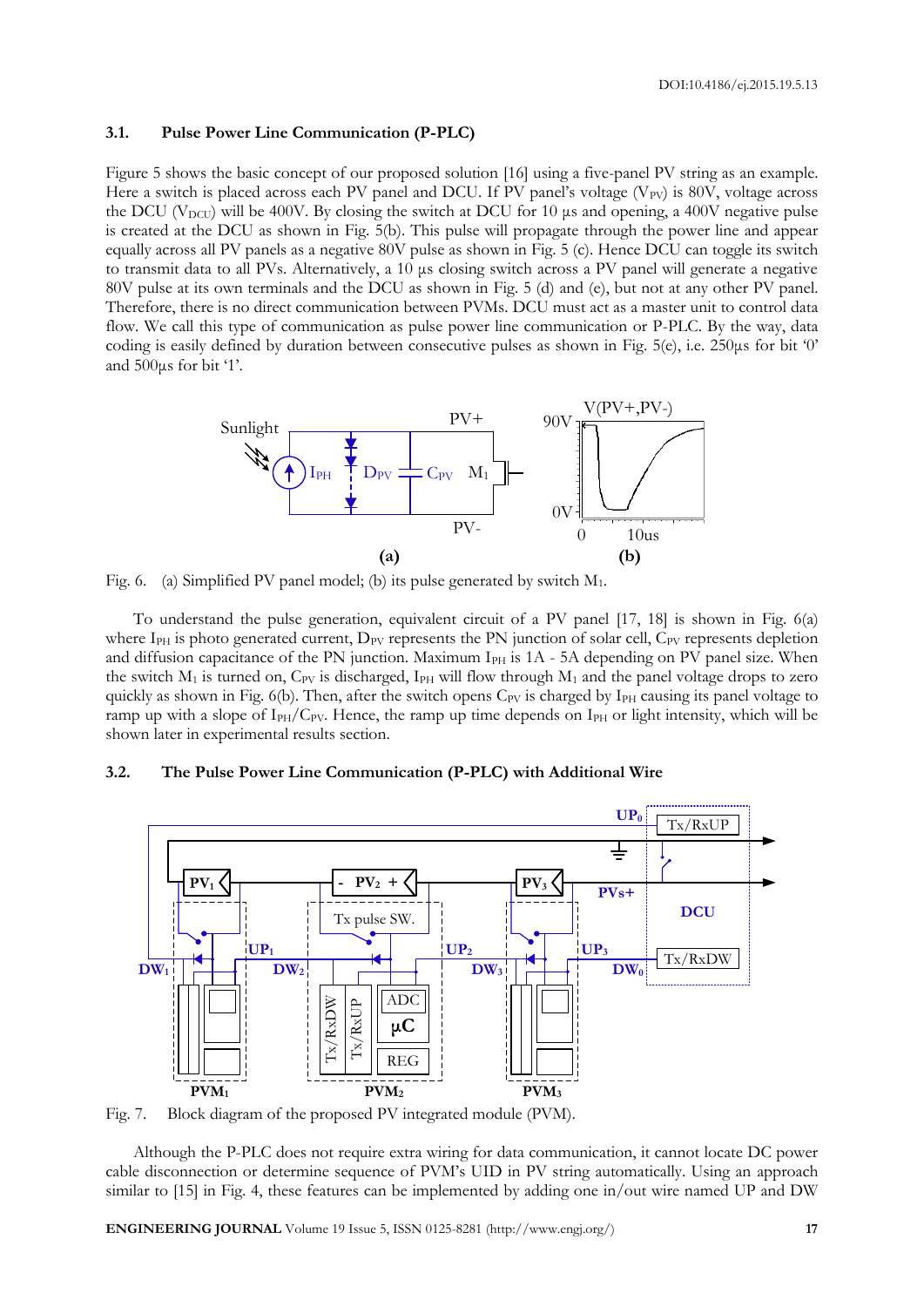### 3.1. Pulse Power Line Communication (P-PLC)

Figure 5 shows the basic concept of our proposed solution [16] using a five-panel PV string as an example. Here a switch is placed across each PV panel and DCU. If PV panel's voltage ($V_{PV}$) is 80V, voltage across the DCU ($V_{DCU}$) will be 400V. By closing the switch at DCU for 10 µs and opening, a 400V negative pulse is created at the DCU as shown in Fig. 5(b). This pulse will propagate through the power line and appear equally across all PV panels as a negative 80V pulse as shown in Fig. 5 (c). Hence DCU can toggle its switch to transmit data to all PVs. Alternatively, a 10 µs closing switch across a PV panel will generate a negative 80V pulse at its own terminals and the DCU as shown in Fig. 5 (d) and (e), but not at any other PV panel. Therefore, there is no direct communication between PVMs. DCU must act as a master unit to control data flow. We call this type of communication as pulse power line communication or P-PLC. By the way, data coding is easily defined by duration between consecutive pulses as shown in Fig. 5(e), i.e. 250µs for bit '0' and 500µs for bit '1'.

Fig. 6. (a) Simplified PV panel model; (b) its pulse generated by switch $M_1$.

To understand the pulse generation, equivalent circuit of a PV panel [17, 18] is shown in Fig. 6(a) where $I_{PH}$ is photo generated current, $D_{PV}$ represents the PN junction of solar cell, $C_{PV}$ represents depletion and diffusion capacitance of the PN junction. Maximum $I_{PH}$ is 1A - 5A depending on PV panel size. When the switch $M_1$ is turned on, $C_{PV}$ is discharged, $I_{PH}$ will flow through $M_1$ and the panel voltage drops to zero quickly as shown in Fig. 6(b). Then, after the switch opens $C_{PV}$ is charged by $I_{PH}$ causing its panel voltage to ramp up with a slope of $I_{PH}/C_{PV}$. Hence, the ramp up time depends on $I_{PH}$ or light intensity, which will be shown later in experimental results section.

### 3.2. The Pulse Power Line Communication (P-PLC) with Additional Wire

Fig. 7. Block diagram of the proposed PV integrated module (PVM).

Although the P-PLC does not require extra wiring for data communication, it cannot locate DC power cable disconnection or determine sequence of PVM's UID in PV string automatically. Using an approach similar to [15] in Fig. 4, these features can be implemented by adding one in/out wire named UP and DW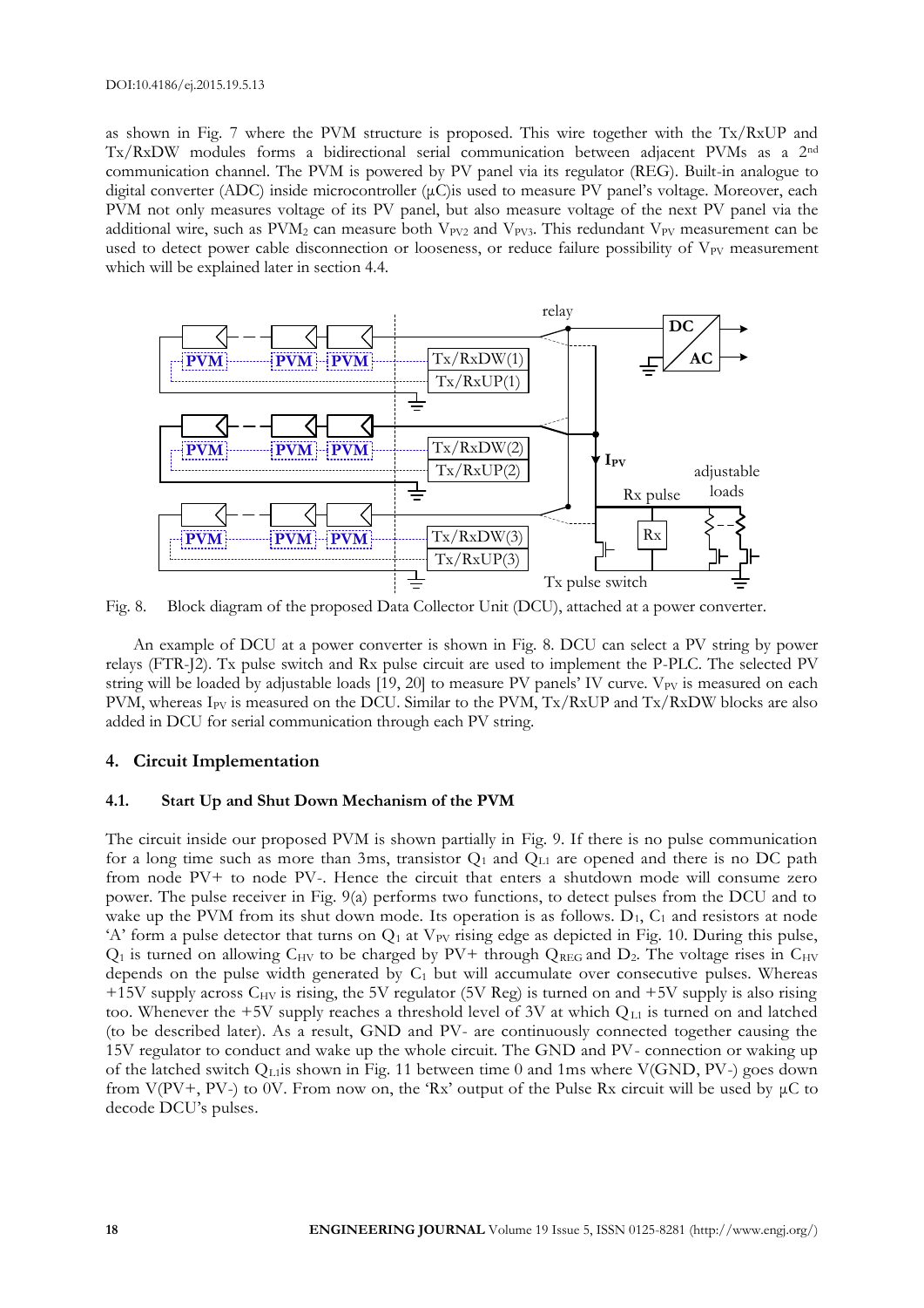as shown in Fig. 7 where the PVM structure is proposed. This wire together with the Tx/RxUP and Tx/RxDW modules forms a bidirectional serial communication between adjacent PVMs as a 2nd communication channel. The PVM is powered by PV panel via its regulator (REG). Built-in analogue to digital converter (ADC) inside microcontroller (μC)is used to measure PV panel's voltage. Moreover, each PVM not only measures voltage of its PV panel, but also measure voltage of the next PV panel via the additional wire, such as $PVM_2$ can measure both $V_{PV2}$ and $V_{PV3}$. This redundant $V_{PV}$ measurement can be used to detect power cable disconnection or looseness, or reduce failure possibility of $V_{PV}$ measurement which will be explained later in section 4.4.

Fig. 8. Block diagram of the proposed Data Collector Unit (DCU), attached at a power converter.

An example of DCU at a power converter is shown in Fig. 8. DCU can select a PV string by power relays (FTR-J2). Tx pulse switch and Rx pulse circuit are used to implement the P-PLC. The selected PV string will be loaded by adjustable loads [19, 20] to measure PV panels' IV curve. $V_{PV}$ is measured on each PVM, whereas $I_{PV}$ is measured on the DCU. Similar to the PVM, Tx/RxUP and Tx/RxDW blocks are also added in DCU for serial communication through each PV string.

## 4. Circuit Implementation

### 4.1. Start Up and Shut Down Mechanism of the PVM

The circuit inside our proposed PVM is shown partially in Fig. 9. If there is no pulse communication for a long time such as more than 3ms, transistor $Q_1$ and $Q_{L1}$ are opened and there is no DC path from node PV+ to node PV-. Hence the circuit that enters a shutdown mode will consume zero power. The pulse receiver in Fig. 9(a) performs two functions, to detect pulses from the DCU and to wake up the PVM from its shut down mode. Its operation is as follows. $D_1$, $C_1$ and resistors at node 'A' form a pulse detector that turns on $Q_1$ at $V_{PV}$ rising edge as depicted in Fig. 10. During this pulse, $Q_1$ is turned on allowing $C_{HV}$ to be charged by PV+ through $Q_{REG}$ and $D_2$. The voltage rises in $C_{HV}$ depends on the pulse width generated by $C_1$ but will accumulate over consecutive pulses. Whereas +15V supply across $C_{HV}$ is rising, the 5V regulator (5V Reg) is turned on and +5V supply is also rising too. Whenever the +5V supply reaches a threshold level of 3V at which $Q_{L1}$ is turned on and latched (to be described later). As a result, GND and PV- are continuously connected together causing the 15V regulator to conduct and wake up the whole circuit. The GND and PV- connection or waking up of the latched switch $Q_{L1}$is shown in Fig. 11 between time 0 and 1ms where V(GND, PV-) goes down from V(PV+, PV-) to 0V. From now on, the 'Rx' output of the Pulse Rx circuit will be used by μC to decode DCU's pulses.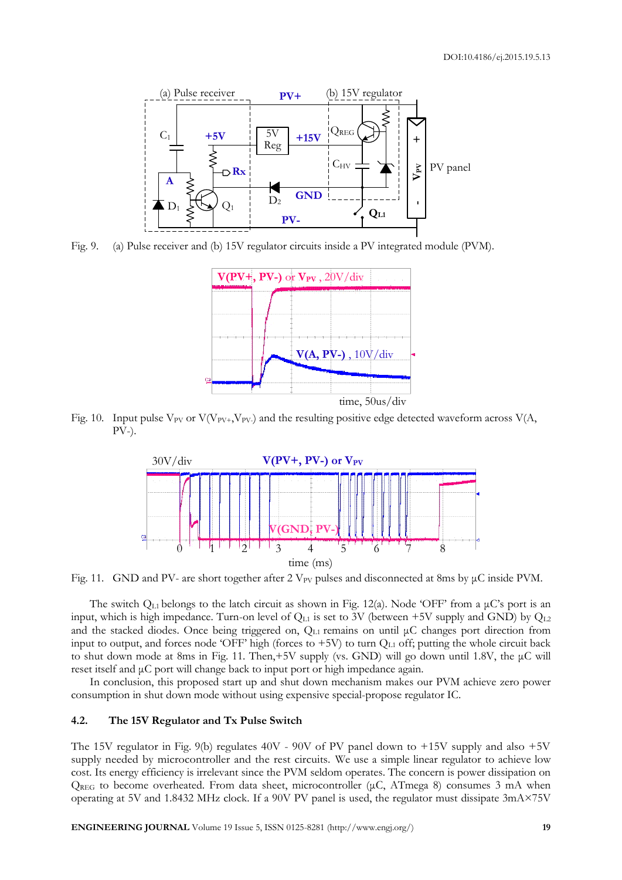Fig. 9. (a) Pulse receiver and (b) 15V regulator circuits inside a PV integrated module (PVM).

Fig. 10. Input pulse $V_{PV}$ or $V(V_{PV+},V_{PV-})$ and the resulting positive edge detected waveform across V(A, PV-).

Fig. 11. GND and PV- are short together after 2 $V_{PV}$ pulses and disconnected at 8ms by µC inside PVM.

The switch $Q_{L1}$ belongs to the latch circuit as shown in Fig. 12(a). Node 'OFF' from a µC's port is an input, which is high impedance. Turn-on level of $Q_{L1}$ is set to 3V (between +5V supply and GND) by $Q_{L2}$ and the stacked diodes. Once being triggered on, $Q_{L1}$ remains on until µC changes port direction from input to output, and forces node 'OFF' high (forces to +5V) to turn $Q_{L1}$ off; putting the whole circuit back to shut down mode at 8ms in Fig. 11. Then,+5V supply (vs. GND) will go down until 1.8V, the µC will reset itself and µC port will change back to input port or high impedance again.

In conclusion, this proposed start up and shut down mechanism makes our PVM achieve zero power consumption in shut down mode without using expensive special-propose regulator IC.

### 4.2. The 15V Regulator and Tx Pulse Switch

The 15V regulator in Fig. 9(b) regulates 40V - 90V of PV panel down to +15V supply and also +5V supply needed by microcontroller and the rest circuits. We use a simple linear regulator to achieve low cost. Its energy efficiency is irrelevant since the PVM seldom operates. The concern is power dissipation on $Q_{REG}$ to become overheated. From data sheet, microcontroller (µC, ATmega 8) consumes 3 mA when operating at 5V and 1.8432 MHz clock. If a 90V PV panel is used, the regulator must dissipate 3mA×75V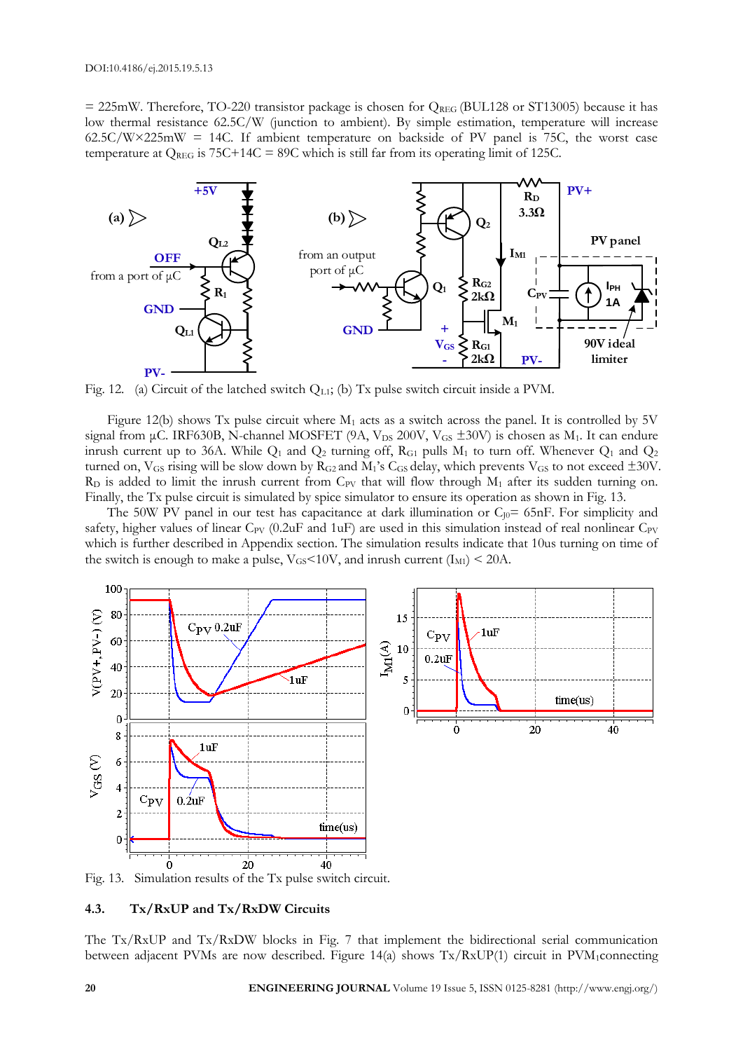= 225mW. Therefore, TO-220 transistor package is chosen for $Q_{REG}$ (BUL128 or ST13005) because it has low thermal resistance 62.5C/W (junction to ambient). By simple estimation, temperature will increase 62.5C/W×225mW = 14C. If ambient temperature on backside of PV panel is 75C, the worst case temperature at $Q_{REG}$ is 75C+14C = 89C which is still far from its operating limit of 125C.

Fig. 12. (a) Circuit of the latched switch $Q_{L1}$; (b) Tx pulse switch circuit inside a PVM.

Figure 12(b) shows Tx pulse circuit where $M_1$ acts as a switch across the panel. It is controlled by 5V signal from µC. IRF630B, N-channel MOSFET (9A, $V_{DS}$ 200V, $V_{GS}$ ±30V) is chosen as $M_1$. It can endure inrush current up to 36A. While $Q_1$ and $Q_2$ turning off, $R_{G1}$ pulls $M_1$ to turn off. Whenever $Q_1$ and $Q_2$ turned on, $V_{GS}$ rising will be slow down by $R_{G2}$ and $M_1$'s $C_{GS}$ delay, which prevents $V_{GS}$ to not exceed ±30V. $R_D$ is added to limit the inrush current from $C_{PV}$ that will flow through $M_1$ after its sudden turning on. Finally, the Tx pulse circuit is simulated by spice simulator to ensure its operation as shown in Fig. 13.

The 50W PV panel in our test has capacitance at dark illumination or $C_{J0}$= 65nF. For simplicity and safety, higher values of linear $C_{PV}$ (0.2uF and 1uF) are used in this simulation instead of real nonlinear $C_{PV}$ which is further described in Appendix section. The simulation results indicate that 10us turning on time of the switch is enough to make a pulse, $V_{GS}$<10V, and inrush current ($I_{M1}$) < 20A.

Fig. 13. Simulation results of the Tx pulse switch circuit.

### 4.3. Tx/RxUP and Tx/RxDW Circuits

The Tx/RxUP and Tx/RxDW blocks in Fig. 7 that implement the bidirectional serial communication between adjacent PVMs are now described. Figure 14(a) shows Tx/RxUP(1) circuit in $PVM_1$connecting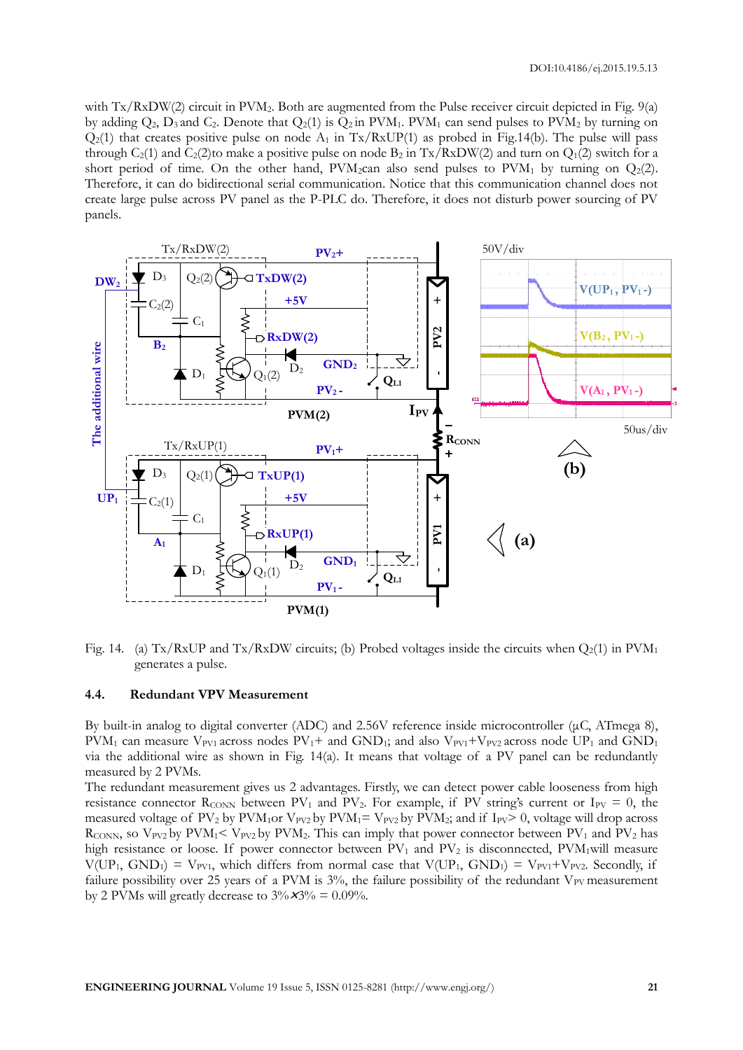with Tx/RxDW(2) circuit in $PVM_2$. Both are augmented from the Pulse receiver circuit depicted in Fig. 9(a) by adding $Q_2$, $D_3$ and $C_2$. Denote that $Q_2(1)$ is $Q_2$ in $PVM_1$. $PVM_1$ can send pulses to $PVM_2$ by turning on $Q_2(1)$ that creates positive pulse on node $A_1$ in Tx/RxUP(1) as probed in Fig.14(b). The pulse will pass through $C_2(1)$ and $C_2(2)$to make a positive pulse on node $B_2$ in Tx/RxDW(2) and turn on $Q_1(2)$ switch for a short period of time. On the other hand, $PVM_2$can also send pulses to $PVM_1$ by turning on $Q_2(2)$. Therefore, it can do bidirectional serial communication. Notice that this communication channel does not create large pulse across PV panel as the P-PLC do. Therefore, it does not disturb power sourcing of PV panels.

Fig. 14. (a) Tx/RxUP and Tx/RxDW circuits; (b) Probed voltages inside the circuits when $Q_2(1)$ in $PVM_1$ generates a pulse.

### 4.4. Redundant VPV Measurement

By built-in analog to digital converter (ADC) and 2.56V reference inside microcontroller (µC, ATmega 8), $PVM_1$ can measure $V_{PV1}$ across nodes $PV_1$+ and $GND_1$; and also $V_{PV1}$+$V_{PV2}$ across node $UP_1$ and $GND_1$ via the additional wire as shown in Fig. 14(a). It means that voltage of a PV panel can be redundantly measured by 2 PVMs.

The redundant measurement gives us 2 advantages. Firstly, we can detect power cable looseness from high resistance connector $R_{CONN}$ between $PV_1$ and $PV_2$. For example, if PV string's current or $I_{PV}$ = 0, the measured voltage of $PV_2$ by $PVM_1$or $V_{PV2}$ by $PVM_1$= $V_{PV2}$ by $PVM_2$; and if $I_{PV}$> 0, voltage will drop across $R_{CONN}$, so $V_{PV2}$ by $PVM_1$< $V_{PV2}$ by $PVM_2$. This can imply that power connector between $PV_1$ and $PV_2$ has high resistance or loose. If power connector between $PV_1$ and $PV_2$ is disconnected, $PVM_1$will measure V($UP_1$, $GND_1$) = $V_{PV1}$, which differs from normal case that V($UP_1$, $GND_1$) = $V_{PV1}$+$V_{PV2}$. Secondly, if failure possibility over 25 years of a PVM is 3%, the failure possibility of the redundant $V_{PV}$ measurement by 2 PVMs will greatly decrease to 3%×3% = 0.09%.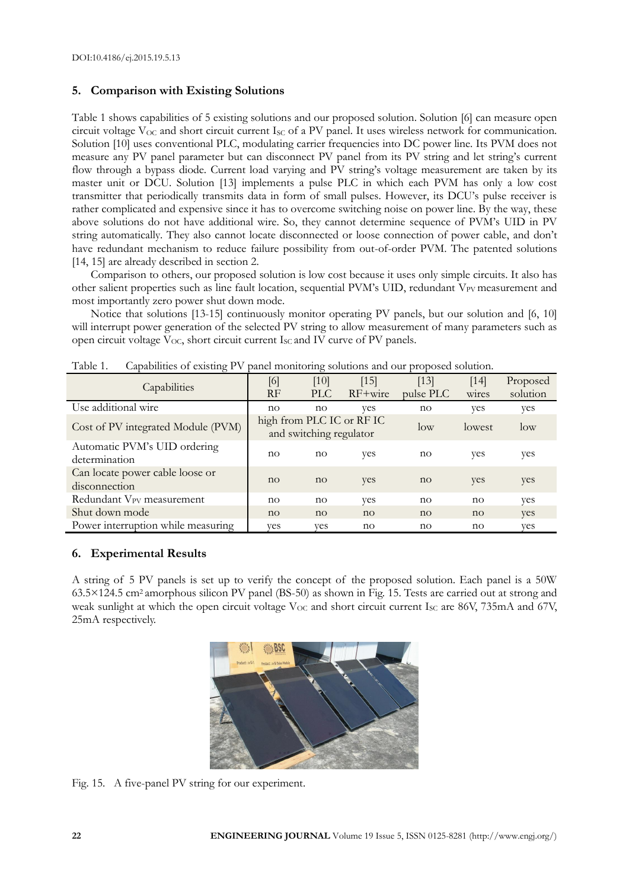## 5. Comparison with Existing Solutions

Table 1 shows capabilities of 5 existing solutions and our proposed solution. Solution [6] can measure open circuit voltage $V_{OC}$ and short circuit current $I_{SC}$ of a PV panel. It uses wireless network for communication. Solution [10] uses conventional PLC, modulating carrier frequencies into DC power line. Its PVM does not measure any PV panel parameter but can disconnect PV panel from its PV string and let string's current flow through a bypass diode. Current load varying and PV string's voltage measurement are taken by its master unit or DCU. Solution [13] implements a pulse PLC in which each PVM has only a low cost transmitter that periodically transmits data in form of small pulses. However, its DCU's pulse receiver is rather complicated and expensive since it has to overcome switching noise on power line. By the way, these above solutions do not have additional wire. So, they cannot determine sequence of PVM's UID in PV string automatically. They also cannot locate disconnected or loose connection of power cable, and don't have redundant mechanism to reduce failure possibility from out-of-order PVM. The patented solutions [14, 15] are already described in section 2.

Comparison to others, our proposed solution is low cost because it uses only simple circuits. It also has other salient properties such as line fault location, sequential PVM's UID, redundant $V_{PV}$ measurement and most importantly zero power shut down mode.

Notice that solutions [13-15] continuously monitor operating PV panels, but our solution and [6, 10] will interrupt power generation of the selected PV string to allow measurement of many parameters such as open circuit voltage $V_{OC}$, short circuit current $I_{SC}$ and IV curve of PV panels.

Table 1. Capabilities of existing PV panel monitoring solutions and our proposed solution.

| Capabilities | [6] RF | [10] PLC | [15] RF+wire | [13] pulse PLC | [14] wires | Proposed solution |
|---|---|---|---|---|---|---|
| Use additional wire | no | no | yes | no | yes | yes |
| Cost of PV integrated Module (PVM) | high from PLC IC or RF IC and switching regulator | | | low | lowest | low |
| Automatic PVM's UID ordering determination | no | no | yes | no | yes | yes |
| Can locate power cable loose or disconnection | no | no | yes | no | yes | yes |
| Redundant $V_{PV}$ measurement | no | no | yes | no | no | yes |
| Shut down mode | no | no | no | no | no | yes |
| Power interruption while measuring | yes | yes | no | no | no | yes |

## 6. Experimental Results

A string of 5 PV panels is set up to verify the concept of the proposed solution. Each panel is a 50W 63.5×124.5 $cm^2$ amorphous silicon PV panel (BS-50) as shown in Fig. 15. Tests are carried out at strong and weak sunlight at which the open circuit voltage $V_{OC}$ and short circuit current $I_{SC}$ are 86V, 735mA and 67V, 25mA respectively.

Fig. 15. A five-panel PV string for our experiment.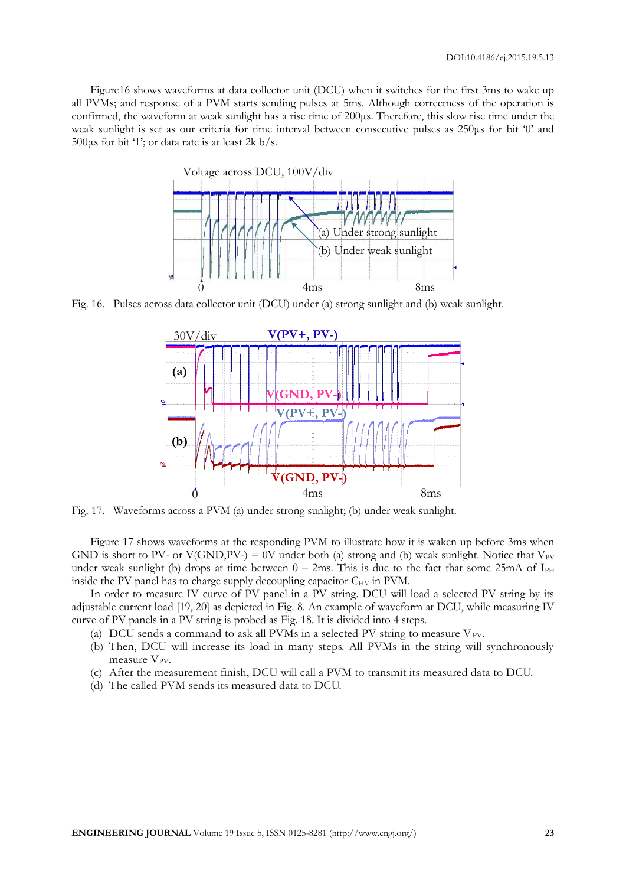Figure16 shows waveforms at data collector unit (DCU) when it switches for the first 3ms to wake up all PVMs; and response of a PVM starts sending pulses at 5ms. Although correctness of the operation is confirmed, the waveform at weak sunlight has a rise time of 200µs. Therefore, this slow rise time under the weak sunlight is set as our criteria for time interval between consecutive pulses as 250µs for bit '0' and 500µs for bit '1'; or data rate is at least 2k b/s.

Fig. 16. Pulses across data collector unit (DCU) under (a) strong sunlight and (b) weak sunlight.

Fig. 17. Waveforms across a PVM (a) under strong sunlight; (b) under weak sunlight.

Figure 17 shows waveforms at the responding PVM to illustrate how it is waken up before 3ms when GND is short to PV- or V(GND,PV-) = 0V under both (a) strong and (b) weak sunlight. Notice that $V_{PV}$ under weak sunlight (b) drops at time between 0 – 2ms. This is due to the fact that some 25mA of $I_{PH}$ inside the PV panel has to charge supply decoupling capacitor $C_{HV}$ in PVM.

In order to measure IV curve of PV panel in a PV string. DCU will load a selected PV string by its adjustable current load [19, 20] as depicted in Fig. 8. An example of waveform at DCU, while measuring IV curve of PV panels in a PV string is probed as Fig. 18. It is divided into 4 steps.

(a) DCU sends a command to ask all PVMs in a selected PV string to measure $V_{PV}$.
(b) Then, DCU will increase its load in many steps. All PVMs in the string will synchronously measure $V_{PV}$.
(c) After the measurement finish, DCU will call a PVM to transmit its measured data to DCU.
(d) The called PVM sends its measured data to DCU.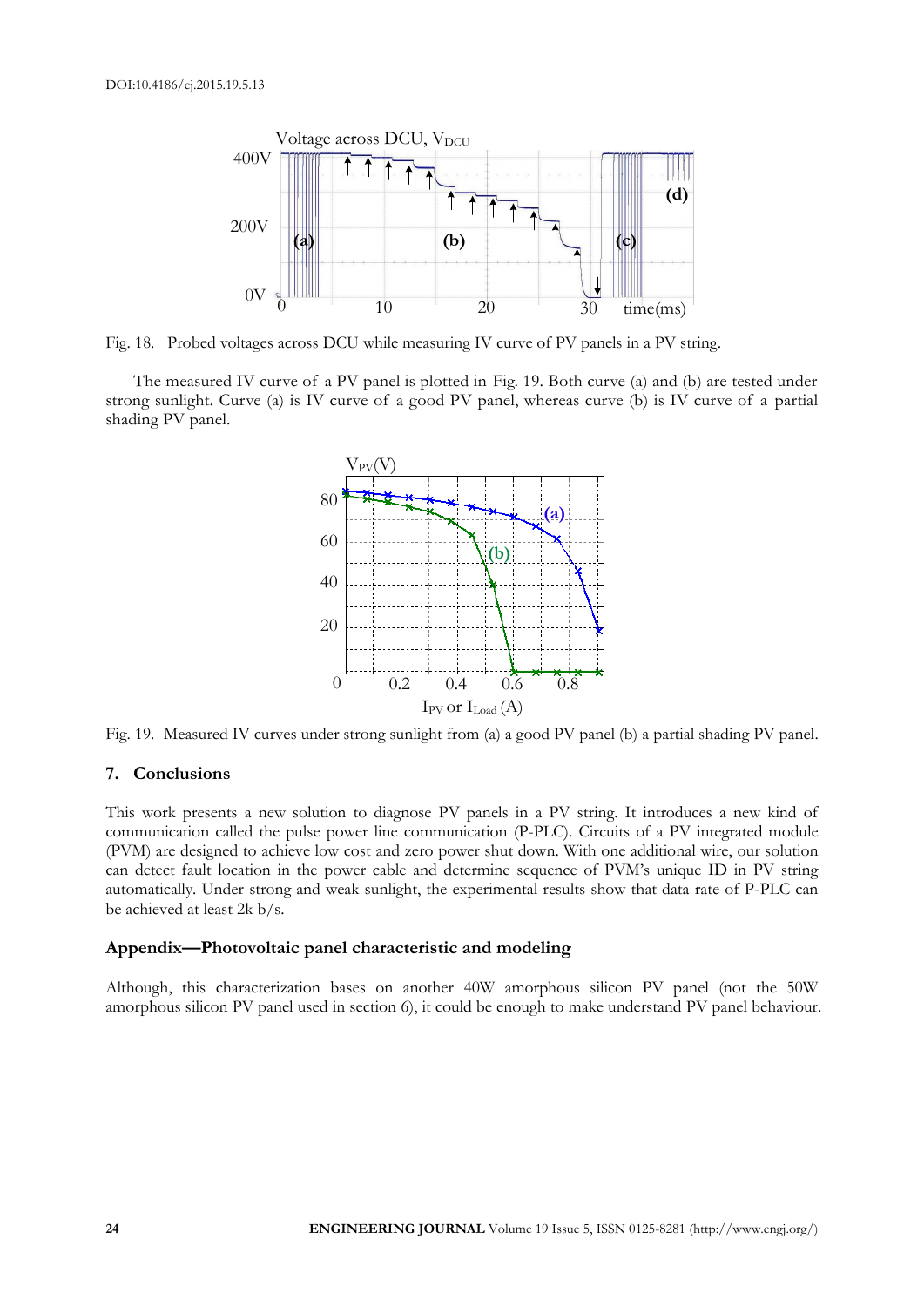Fig. 18. Probed voltages across DCU while measuring IV curve of PV panels in a PV string.

The measured IV curve of a PV panel is plotted in Fig. 19. Both curve (a) and (b) are tested under strong sunlight. Curve (a) is IV curve of a good PV panel, whereas curve (b) is IV curve of a partial shading PV panel.

Fig. 19. Measured IV curves under strong sunlight from (a) a good PV panel (b) a partial shading PV panel.

## 7. Conclusions

This work presents a new solution to diagnose PV panels in a PV string. It introduces a new kind of communication called the pulse power line communication (P-PLC). Circuits of a PV integrated module (PVM) are designed to achieve low cost and zero power shut down. With one additional wire, our solution can detect fault location in the power cable and determine sequence of PVM's unique ID in PV string automatically. Under strong and weak sunlight, the experimental results show that data rate of P-PLC can be achieved at least 2k b/s.

## Appendix—Photovoltaic panel characteristic and modeling

Although, this characterization bases on another 40W amorphous silicon PV panel (not the 50W amorphous silicon PV panel used in section 6), it could be enough to make understand PV panel behaviour.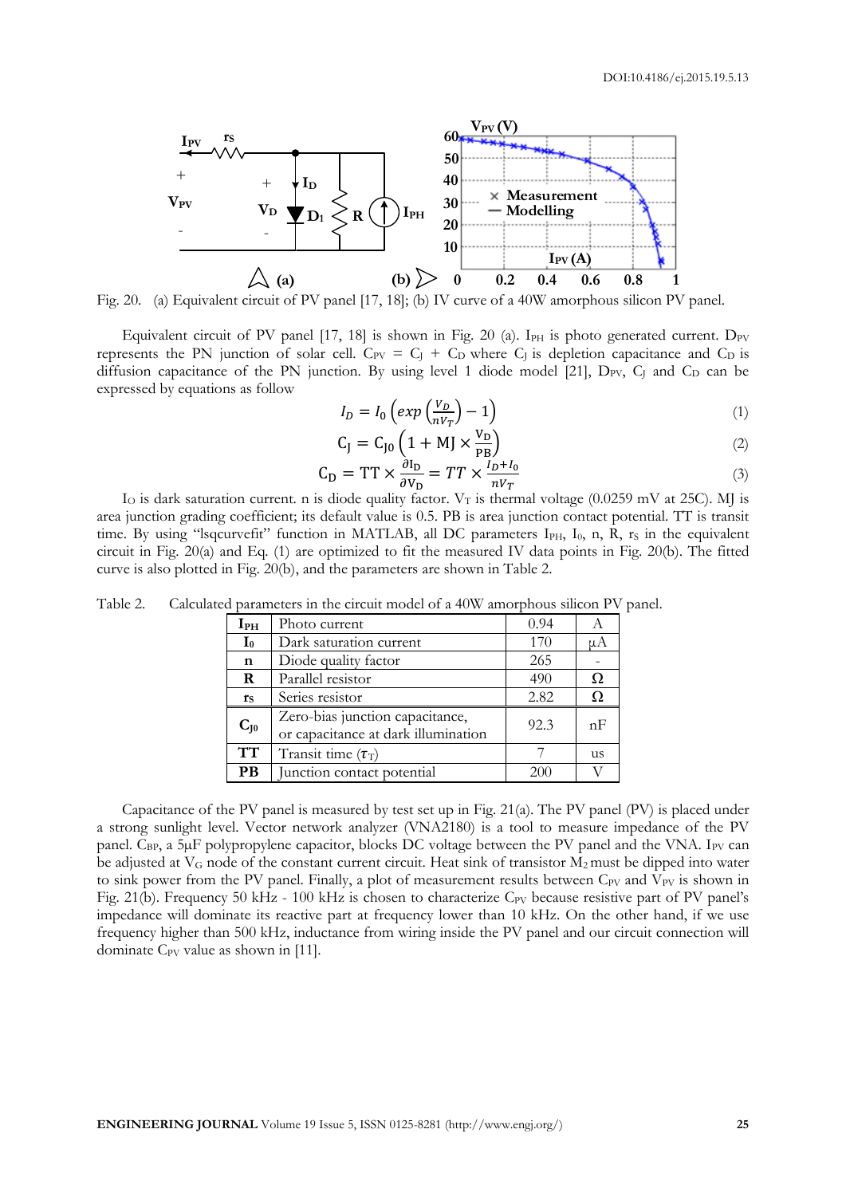Fig. 20. (a) Equivalent circuit of PV panel [17, 18]; (b) IV curve of a 40W amorphous silicon PV panel.

Equivalent circuit of PV panel [17, 18] is shown in Fig. 20 (a). $I_{PH}$ is photo generated current. $D_{PV}$ represents the PN junction of solar cell. $C_{PV} = C_J + C_D$ where $C_J$ is depletion capacitance and $C_D$ is diffusion capacitance of the PN junction. By using level 1 diode model [21], $D_{PV}$, $C_J$ and $C_D$ can be expressed by equations as follow

$$I_D = I_0 \left( exp\left(\frac{V_D}{nV_T}\right) - 1 \right) \tag{1}$$

$$C_J = C_{J0} \left( 1 + MJ \times \frac{V_D}{PB} \right) \tag{2}$$

$$C_D = TT \times \frac{\partial I_D}{\partial V_D} = TT \times \frac{I_D + I_0}{nV_T} \tag{3}$$

$I_O$ is dark saturation current. n is diode quality factor. $V_T$ is thermal voltage (0.0259 mV at 25C). MJ is area junction grading coefficient; its default value is 0.5. PB is area junction contact potential. TT is transit time. By using "lsqcurvefit" function in MATLAB, all DC parameters $I_{PH}$, $I_0$, n, R, $r_S$ in the equivalent circuit in Fig. 20(a) and Eq. (1) are optimized to fit the measured IV data points in Fig. 20(b). The fitted curve is also plotted in Fig. 20(b), and the parameters are shown in Table 2.

Table 2. Calculated parameters in the circuit model of a 40W amorphous silicon PV panel.

| | | | |
|---|---|---|---|
| $I_{PH}$ | Photo current | 0.94 | A |
| $I_0$ | Dark saturation current | 170 | μA |
| n | Diode quality factor | 265 | - |
| R | Parallel resistor | 490 | Ω |
| $r_S$ | Series resistor | 2.82 | Ω |
| $C_{J0}$ | Zero-bias junction capacitance, or capacitance at dark illumination | 92.3 | nF |
| TT | Transit time ($\tau_T$) | 7 | us |
| PB | Junction contact potential | 200 | V |

Capacitance of the PV panel is measured by test set up in Fig. 21(a). The PV panel (PV) is placed under a strong sunlight level. Vector network analyzer (VNA2180) is a tool to measure impedance of the PV panel. $C_{BP}$, a 5μF polypropylene capacitor, blocks DC voltage between the PV panel and the VNA. $I_{PV}$ can be adjusted at $V_G$ node of the constant current circuit. Heat sink of transistor $M_2$ must be dipped into water to sink power from the PV panel. Finally, a plot of measurement results between $C_{PV}$ and $V_{PV}$ is shown in Fig. 21(b). Frequency 50 kHz - 100 kHz is chosen to characterize $C_{PV}$ because resistive part of PV panel's impedance will dominate its reactive part at frequency lower than 10 kHz. On the other hand, if we use frequency higher than 500 kHz, inductance from wiring inside the PV panel and our circuit connection will dominate $C_{PV}$ value as shown in [11].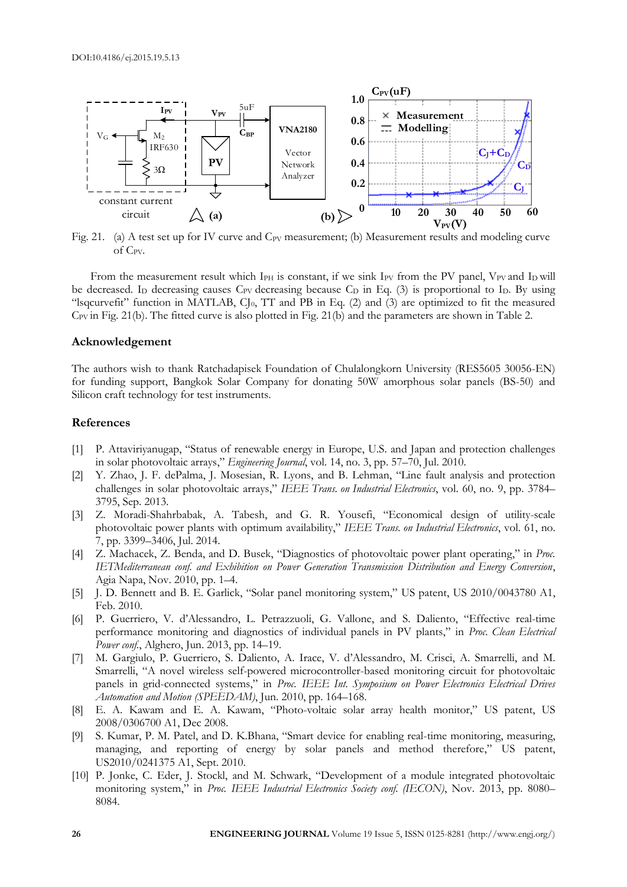Fig. 21. (a) A test set up for IV curve and $C_{PV}$ measurement; (b) Measurement results and modeling curve of $C_{PV}$.

From the measurement result which $I_{PH}$ is constant, if we sink $I_{PV}$ from the PV panel, $V_{PV}$ and $I_D$ will be decreased. $I_D$ decreasing causes $C_{PV}$ decreasing because $C_D$ in Eq. (3) is proportional to $I_D$. By using "lsqcurvefit" function in MATLAB, $CJ_0$, TT and PB in Eq. (2) and (3) are optimized to fit the measured $C_{PV}$ in Fig. 21(b). The fitted curve is also plotted in Fig. 21(b) and the parameters are shown in Table 2.

## Acknowledgement

The authors wish to thank Ratchadapisek Foundation of Chulalongkorn University (RES5605 30056-EN) for funding support, Bangkok Solar Company for donating 50W amorphous solar panels (BS-50) and Silicon craft technology for test instruments.

## References

[1] P. Attaviriyanugap, "Status of renewable energy in Europe, U.S. and Japan and protection challenges in solar photovoltaic arrays," *Engineering Journal*, vol. 14, no. 3, pp. 57–70, Jul. 2010.

[2] Y. Zhao, J. F. dePalma, J. Mosesian, R. Lyons, and B. Lehman, "Line fault analysis and protection challenges in solar photovoltaic arrays," *IEEE Trans. on Industrial Electronics*, vol. 60, no. 9, pp. 3784–3795, Sep. 2013.

[3] Z. Moradi-Shahrbabak, A. Tabesh, and G. R. Yousefi, "Economical design of utility-scale photovoltaic power plants with optimum availability," *IEEE Trans. on Industrial Electronics*, vol. 61, no. 7, pp. 3399–3406, Jul. 2014.

[4] Z. Machacek, Z. Benda, and D. Busek, "Diagnostics of photovoltaic power plant operating," in *Proc. IETMediterranean conf. and Exhibition on Power Generation Transmission Distribution and Energy Conversion*, Agia Napa, Nov. 2010, pp. 1–4.

[5] J. D. Bennett and B. E. Garlick, "Solar panel monitoring system," US patent, US 2010/0043780 A1, Feb. 2010.

[6] P. Guerriero, V. d'Alessandro, L. Petrazzuoli, G. Vallone, and S. Daliento, "Effective real-time performance monitoring and diagnostics of individual panels in PV plants," in *Proc. Clean Electrical Power conf.*, Alghero, Jun. 2013, pp. 14–19.

[7] M. Gargiulo, P. Guerriero, S. Daliento, A. Irace, V. d'Alessandro, M. Crisci, A. Smarrelli, and M. Smarrelli, "A novel wireless self-powered microcontroller-based monitoring circuit for photovoltaic panels in grid-connected systems," in *Proc. IEEE Int. Symposium on Power Electronics Electrical Drives Automation and Motion (SPEEDAM)*, Jun. 2010, pp. 164–168.

[8] E. A. Kawam and E. A. Kawam, "Photo-voltaic solar array health monitor," US patent, US 2008/0306700 A1, Dec 2008.

[9] S. Kumar, P. M. Patel, and D. K.Bhana, "Smart device for enabling real-time monitoring, measuring, managing, and reporting of energy by solar panels and method therefore," US patent, US2010/0241375 A1, Sept. 2010.

[10] P. Jonke, C. Eder, J. Stockl, and M. Schwark, "Development of a module integrated photovoltaic monitoring system," in *Proc. IEEE Industrial Electronics Society conf. (IECON)*, Nov. 2013, pp. 8080–8084.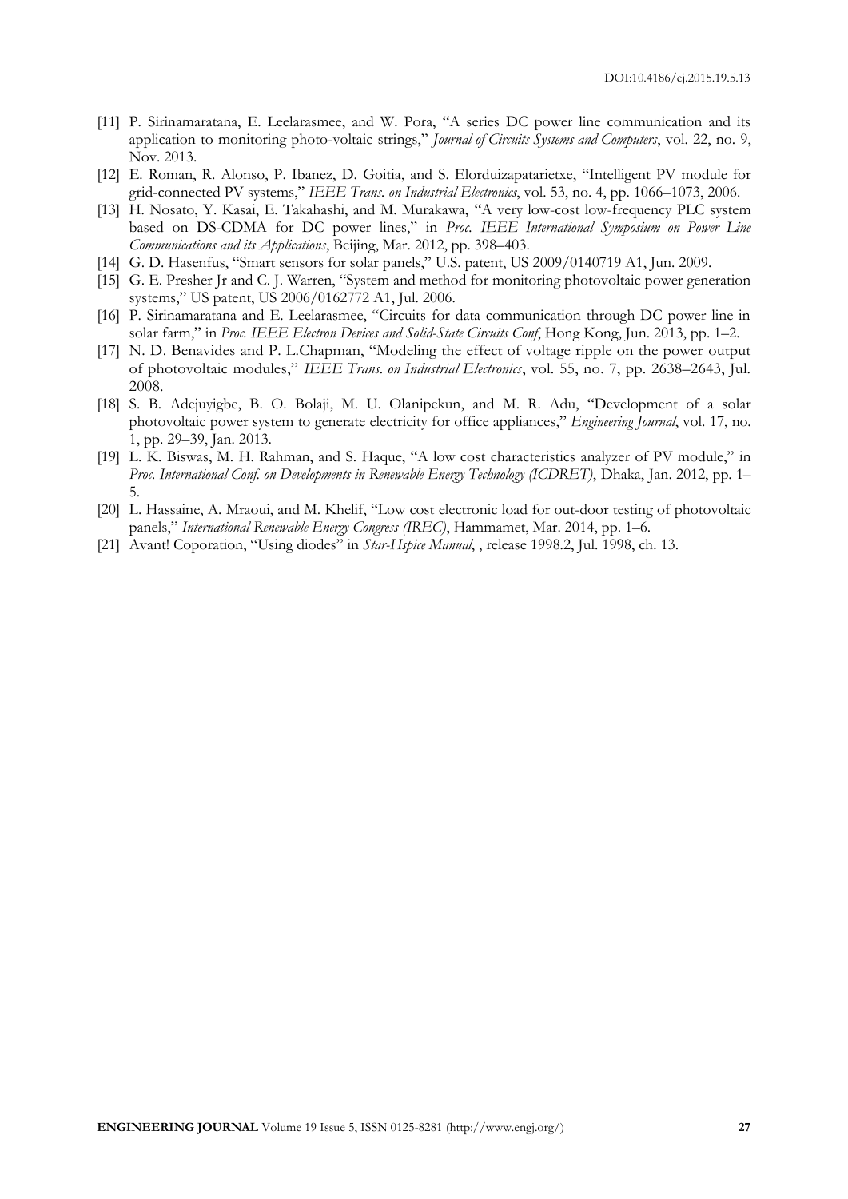[11] P. Sirinamaratana, E. Leelarasmee, and W. Pora, "A series DC power line communication and its application to monitoring photo-voltaic strings," *Journal of Circuits Systems and Computers*, vol. 22, no. 9, Nov. 2013.

[12] E. Roman, R. Alonso, P. Ibanez, D. Goitia, and S. Elorduizapatarietxe, "Intelligent PV module for grid-connected PV systems," *IEEE Trans. on Industrial Electronics*, vol. 53, no. 4, pp. 1066–1073, 2006.

[13] H. Nosato, Y. Kasai, E. Takahashi, and M. Murakawa, "A very low-cost low-frequency PLC system based on DS-CDMA for DC power lines," in *Proc. IEEE International Symposium on Power Line Communications and its Applications*, Beijing, Mar. 2012, pp. 398–403.

[14] G. D. Hasenfus, "Smart sensors for solar panels," U.S. patent, US 2009/0140719 A1, Jun. 2009.

[15] G. E. Presher Jr and C. J. Warren, "System and method for monitoring photovoltaic power generation systems," US patent, US 2006/0162772 A1, Jul. 2006.

[16] P. Sirinamaratana and E. Leelarasmee, "Circuits for data communication through DC power line in solar farm," in *Proc. IEEE Electron Devices and Solid-State Circuits Conf*, Hong Kong, Jun. 2013, pp. 1–2.

[17] N. D. Benavides and P. L.Chapman, "Modeling the effect of voltage ripple on the power output of photovoltaic modules," *IEEE Trans. on Industrial Electronics*, vol. 55, no. 7, pp. 2638–2643, Jul. 2008.

[18] S. B. Adejuyigbe, B. O. Bolaji, M. U. Olanipekun, and M. R. Adu, "Development of a solar photovoltaic power system to generate electricity for office appliances," *Engineering Journal*, vol. 17, no. 1, pp. 29–39, Jan. 2013.

[19] L. K. Biswas, M. H. Rahman, and S. Haque, "A low cost characteristics analyzer of PV module," in *Proc. International Conf. on Developments in Renewable Energy Technology (ICDRET)*, Dhaka, Jan. 2012, pp. 1–5.

[20] L. Hassaine, A. Mraoui, and M. Khelif, "Low cost electronic load for out-door testing of photovoltaic panels," *International Renewable Energy Congress (IREC)*, Hammamet, Mar. 2014, pp. 1–6.

[21] Avant! Coporation, "Using diodes" in *Star-Hspice Manual*, , release 1998.2, Jul. 1998, ch. 13.